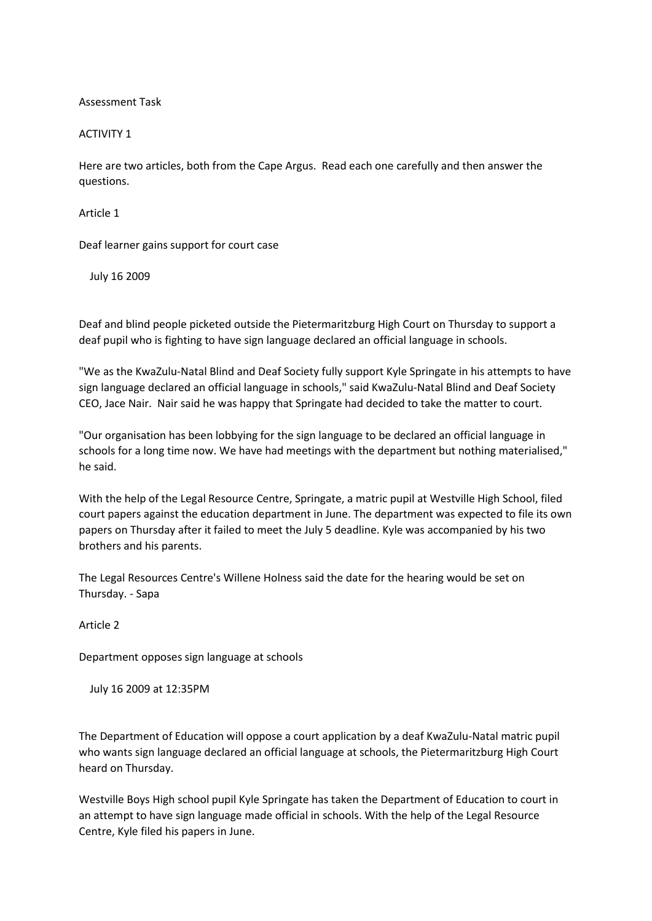Assessment Task

ACTIVITY 1

Here are two articles, both from the Cape Argus. Read each one carefully and then answer the questions.

Article 1

Deaf learner gains support for court case

July 16 2009

Deaf and blind people picketed outside the Pietermaritzburg High Court on Thursday to support a deaf pupil who is fighting to have sign language declared an official language in schools.

"We as the KwaZulu-Natal Blind and Deaf Society fully support Kyle Springate in his attempts to have sign language declared an official language in schools," said KwaZulu-Natal Blind and Deaf Society CEO, Jace Nair. Nair said he was happy that Springate had decided to take the matter to court.

"Our organisation has been lobbying for the sign language to be declared an official language in schools for a long time now. We have had meetings with the department but nothing materialised," he said.

With the help of the Legal Resource Centre, Springate, a matric pupil at Westville High School, filed court papers against the education department in June. The department was expected to file its own papers on Thursday after it failed to meet the July 5 deadline. Kyle was accompanied by his two brothers and his parents.

The Legal Resources Centre's Willene Holness said the date for the hearing would be set on Thursday. - Sapa

Article 2

Department opposes sign language at schools

July 16 2009 at 12:35PM

The Department of Education will oppose a court application by a deaf KwaZulu-Natal matric pupil who wants sign language declared an official language at schools, the Pietermaritzburg High Court heard on Thursday.

Westville Boys High school pupil Kyle Springate has taken the Department of Education to court in an attempt to have sign language made official in schools. With the help of the Legal Resource Centre, Kyle filed his papers in June.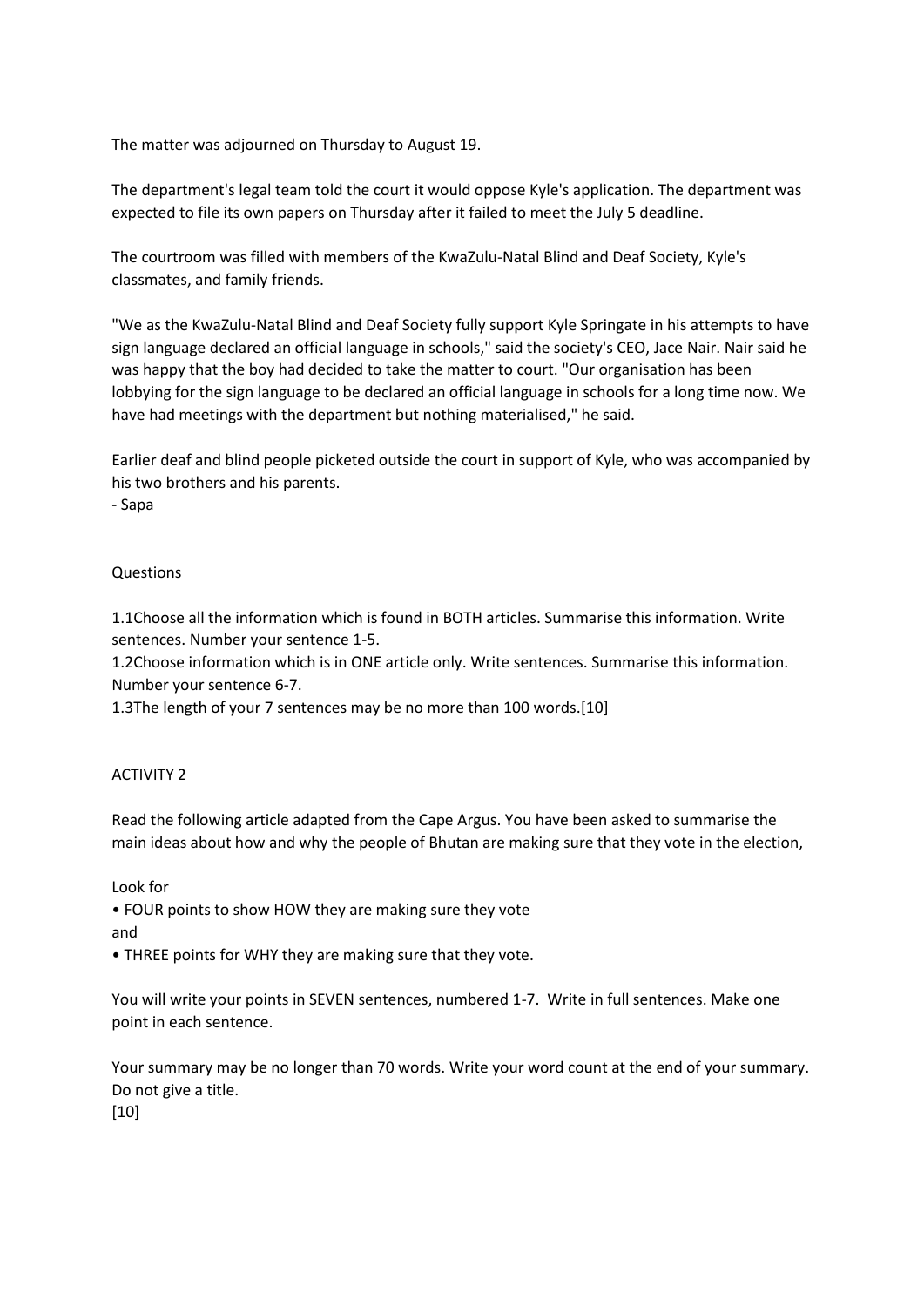The matter was adjourned on Thursday to August 19.

The department's legal team told the court it would oppose Kyle's application. The department was expected to file its own papers on Thursday after it failed to meet the July 5 deadline.

The courtroom was filled with members of the KwaZulu-Natal Blind and Deaf Society, Kyle's classmates, and family friends.

"We as the KwaZulu-Natal Blind and Deaf Society fully support Kyle Springate in his attempts to have sign language declared an official language in schools," said the society's CEO, Jace Nair. Nair said he was happy that the boy had decided to take the matter to court. "Our organisation has been lobbying for the sign language to be declared an official language in schools for a long time now. We have had meetings with the department but nothing materialised," he said.

Earlier deaf and blind people picketed outside the court in support of Kyle, who was accompanied by his two brothers and his parents.
- Sapa

Questions

1.1Choose all the information which is found in BOTH articles. Summarise this information. Write sentences. Number your sentence 1-5.
1.2Choose information which is in ONE article only. Write sentences. Summarise this information. Number your sentence 6-7.
1.3The length of your 7 sentences may be no more than 100 words.[10]

ACTIVITY 2

Read the following article adapted from the Cape Argus. You have been asked to summarise the main ideas about how and why the people of Bhutan are making sure that they vote in the election,

Look for

- FOUR points to show HOW they are making sure they vote

and

- THREE points for WHY they are making sure that they vote.

You will write your points in SEVEN sentences, numbered 1-7. Write in full sentences. Make one point in each sentence.

Your summary may be no longer than 70 words. Write your word count at the end of your summary. Do not give a title.
[10]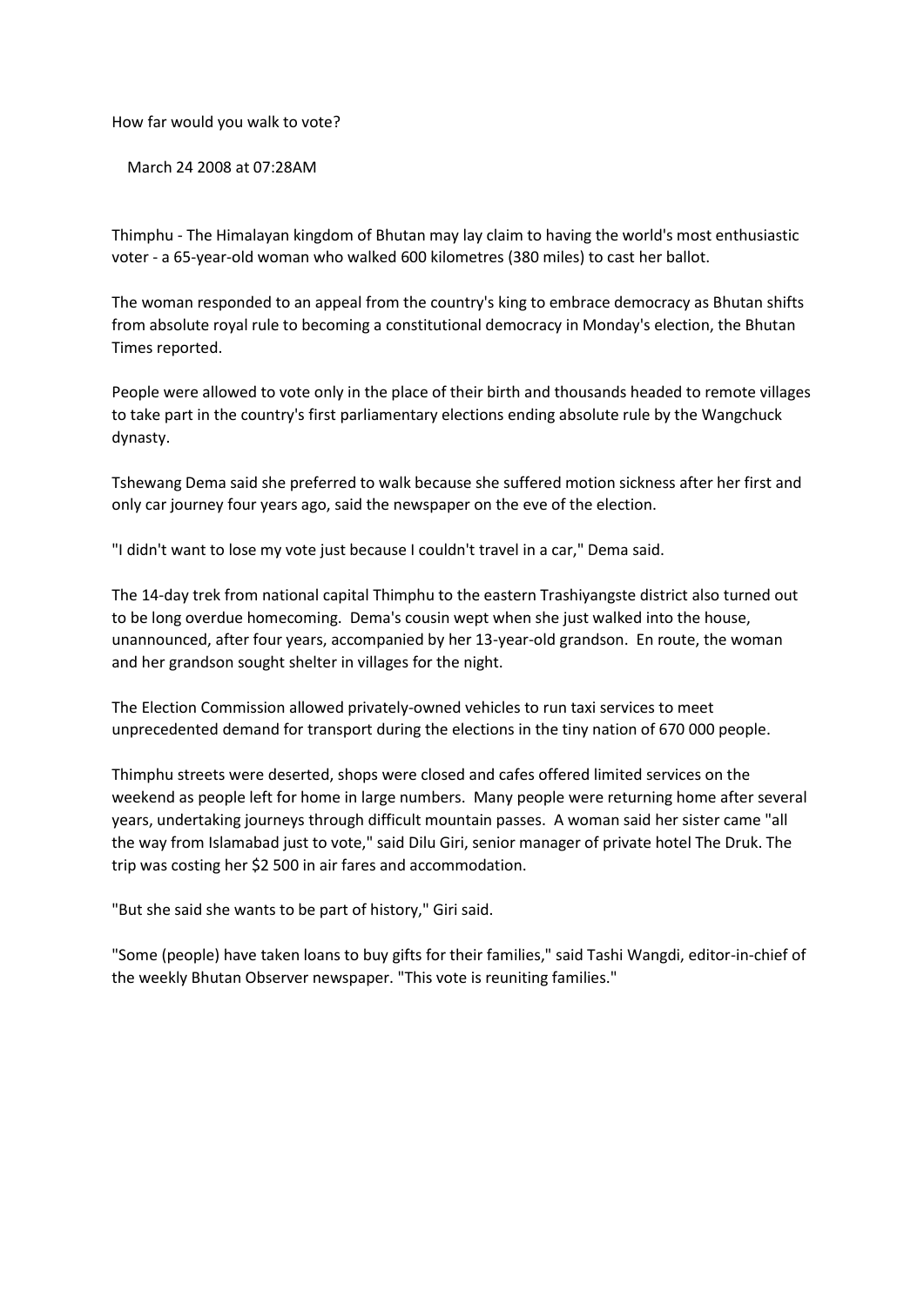How far would you walk to vote?

March 24 2008 at 07:28AM

Thimphu - The Himalayan kingdom of Bhutan may lay claim to having the world's most enthusiastic voter - a 65-year-old woman who walked 600 kilometres (380 miles) to cast her ballot.

The woman responded to an appeal from the country's king to embrace democracy as Bhutan shifts from absolute royal rule to becoming a constitutional democracy in Monday's election, the Bhutan Times reported.

People were allowed to vote only in the place of their birth and thousands headed to remote villages to take part in the country's first parliamentary elections ending absolute rule by the Wangchuck dynasty.

Tshewang Dema said she preferred to walk because she suffered motion sickness after her first and only car journey four years ago, said the newspaper on the eve of the election.

"I didn't want to lose my vote just because I couldn't travel in a car," Dema said.

The 14-day trek from national capital Thimphu to the eastern Trashiyangste district also turned out to be long overdue homecoming. Dema's cousin wept when she just walked into the house, unannounced, after four years, accompanied by her 13-year-old grandson. En route, the woman and her grandson sought shelter in villages for the night.

The Election Commission allowed privately-owned vehicles to run taxi services to meet unprecedented demand for transport during the elections in the tiny nation of 670 000 people.

Thimphu streets were deserted, shops were closed and cafes offered limited services on the weekend as people left for home in large numbers. Many people were returning home after several years, undertaking journeys through difficult mountain passes. A woman said her sister came "all the way from Islamabad just to vote," said Dilu Giri, senior manager of private hotel The Druk. The trip was costing her $2 500 in air fares and accommodation.

"But she said she wants to be part of history," Giri said.

"Some (people) have taken loans to buy gifts for their families," said Tashi Wangdi, editor-in-chief of the weekly Bhutan Observer newspaper. "This vote is reuniting families."